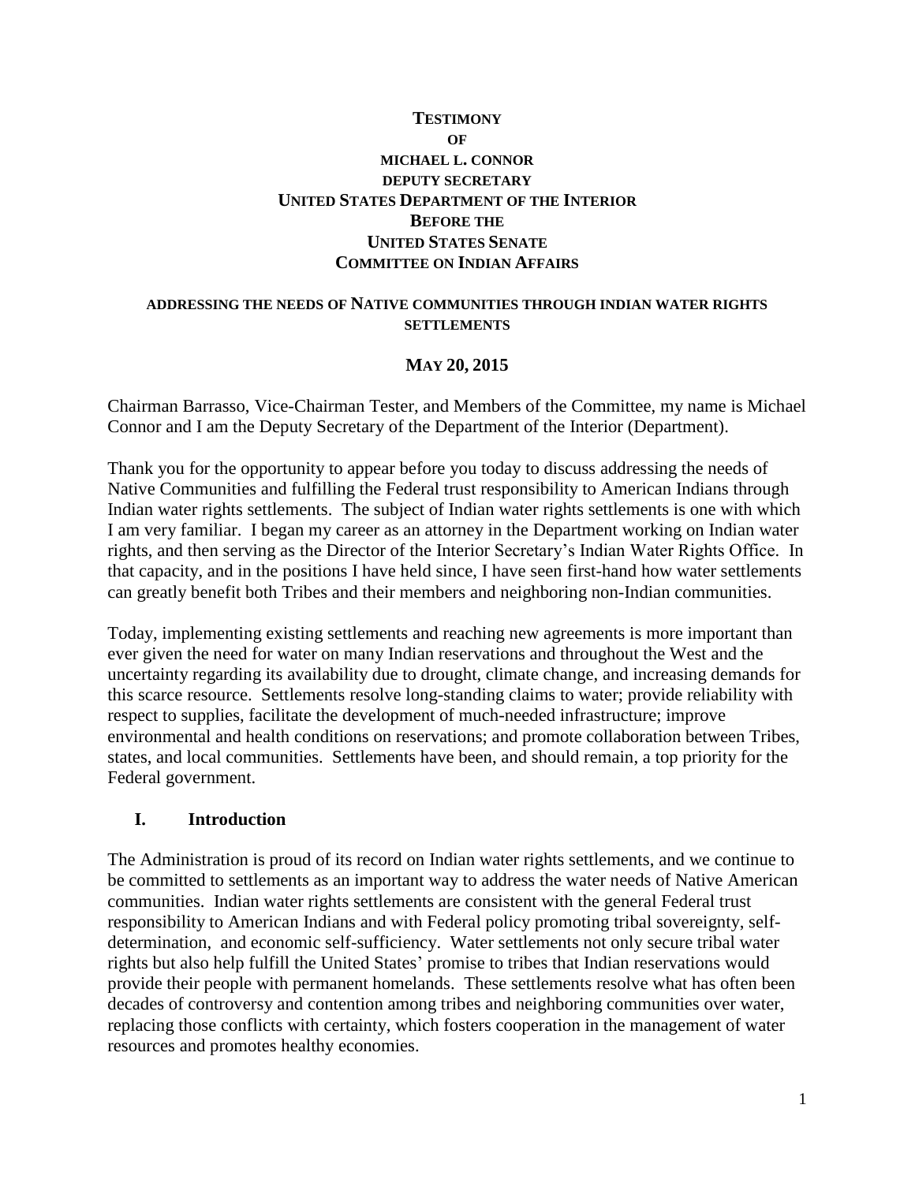**TESTIMONY**
**OF**
**MICHAEL L. CONNOR**
**DEPUTY SECRETARY**
**UNITED STATES DEPARTMENT OF THE INTERIOR**
**BEFORE THE**
**UNITED STATES SENATE**
**COMMITTEE ON INDIAN AFFAIRS**

**ADDRESSING THE NEEDS OF NATIVE COMMUNITIES THROUGH INDIAN WATER RIGHTS SETTLEMENTS**

**MAY 20, 2015**

Chairman Barrasso, Vice-Chairman Tester, and Members of the Committee, my name is Michael Connor and I am the Deputy Secretary of the Department of the Interior (Department).

Thank you for the opportunity to appear before you today to discuss addressing the needs of Native Communities and fulfilling the Federal trust responsibility to American Indians through Indian water rights settlements. The subject of Indian water rights settlements is one with which I am very familiar. I began my career as an attorney in the Department working on Indian water rights, and then serving as the Director of the Interior Secretary's Indian Water Rights Office. In that capacity, and in the positions I have held since, I have seen first-hand how water settlements can greatly benefit both Tribes and their members and neighboring non-Indian communities.

Today, implementing existing settlements and reaching new agreements is more important than ever given the need for water on many Indian reservations and throughout the West and the uncertainty regarding its availability due to drought, climate change, and increasing demands for this scarce resource. Settlements resolve long-standing claims to water; provide reliability with respect to supplies, facilitate the development of much-needed infrastructure; improve environmental and health conditions on reservations; and promote collaboration between Tribes, states, and local communities. Settlements have been, and should remain, a top priority for the Federal government.

## I. Introduction

The Administration is proud of its record on Indian water rights settlements, and we continue to be committed to settlements as an important way to address the water needs of Native American communities. Indian water rights settlements are consistent with the general Federal trust responsibility to American Indians and with Federal policy promoting tribal sovereignty, self-determination, and economic self-sufficiency. Water settlements not only secure tribal water rights but also help fulfill the United States' promise to tribes that Indian reservations would provide their people with permanent homelands. These settlements resolve what has often been decades of controversy and contention among tribes and neighboring communities over water, replacing those conflicts with certainty, which fosters cooperation in the management of water resources and promotes healthy economies.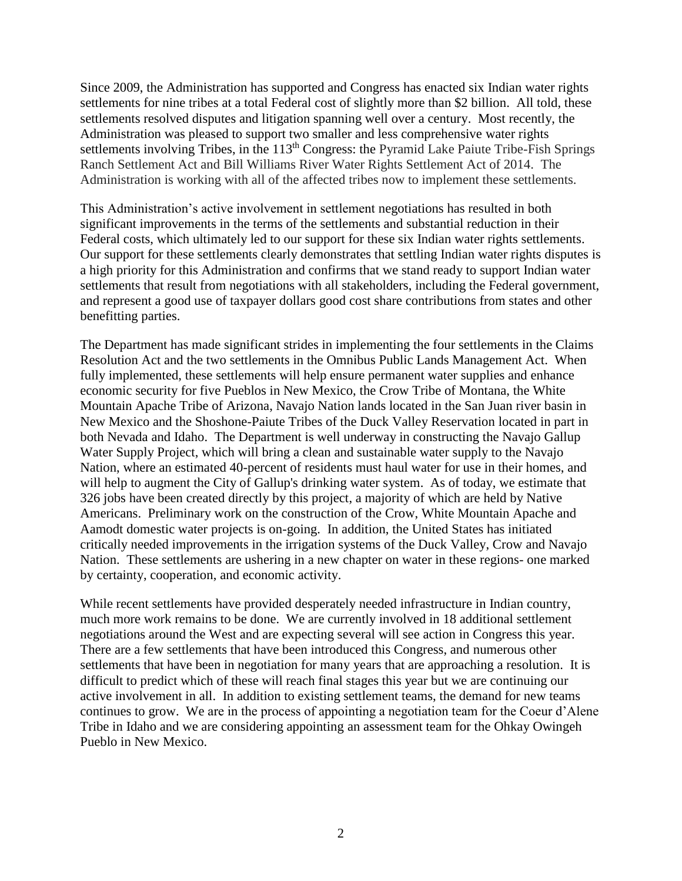Since 2009, the Administration has supported and Congress has enacted six Indian water rights settlements for nine tribes at a total Federal cost of slightly more than $2 billion. All told, these settlements resolved disputes and litigation spanning well over a century. Most recently, the Administration was pleased to support two smaller and less comprehensive water rights settlements involving Tribes, in the 113th Congress: the Pyramid Lake Paiute Tribe-Fish Springs Ranch Settlement Act and Bill Williams River Water Rights Settlement Act of 2014. The Administration is working with all of the affected tribes now to implement these settlements.

This Administration's active involvement in settlement negotiations has resulted in both significant improvements in the terms of the settlements and substantial reduction in their Federal costs, which ultimately led to our support for these six Indian water rights settlements. Our support for these settlements clearly demonstrates that settling Indian water rights disputes is a high priority for this Administration and confirms that we stand ready to support Indian water settlements that result from negotiations with all stakeholders, including the Federal government, and represent a good use of taxpayer dollars good cost share contributions from states and other benefitting parties.

The Department has made significant strides in implementing the four settlements in the Claims Resolution Act and the two settlements in the Omnibus Public Lands Management Act. When fully implemented, these settlements will help ensure permanent water supplies and enhance economic security for five Pueblos in New Mexico, the Crow Tribe of Montana, the White Mountain Apache Tribe of Arizona, Navajo Nation lands located in the San Juan river basin in New Mexico and the Shoshone-Paiute Tribes of the Duck Valley Reservation located in part in both Nevada and Idaho. The Department is well underway in constructing the Navajo Gallup Water Supply Project, which will bring a clean and sustainable water supply to the Navajo Nation, where an estimated 40-percent of residents must haul water for use in their homes, and will help to augment the City of Gallup's drinking water system. As of today, we estimate that 326 jobs have been created directly by this project, a majority of which are held by Native Americans. Preliminary work on the construction of the Crow, White Mountain Apache and Aamodt domestic water projects is on-going. In addition, the United States has initiated critically needed improvements in the irrigation systems of the Duck Valley, Crow and Navajo Nation. These settlements are ushering in a new chapter on water in these regions- one marked by certainty, cooperation, and economic activity.

While recent settlements have provided desperately needed infrastructure in Indian country, much more work remains to be done. We are currently involved in 18 additional settlement negotiations around the West and are expecting several will see action in Congress this year. There are a few settlements that have been introduced this Congress, and numerous other settlements that have been in negotiation for many years that are approaching a resolution. It is difficult to predict which of these will reach final stages this year but we are continuing our active involvement in all. In addition to existing settlement teams, the demand for new teams continues to grow. We are in the process of appointing a negotiation team for the Coeur d'Alene Tribe in Idaho and we are considering appointing an assessment team for the Ohkay Owingeh Pueblo in New Mexico.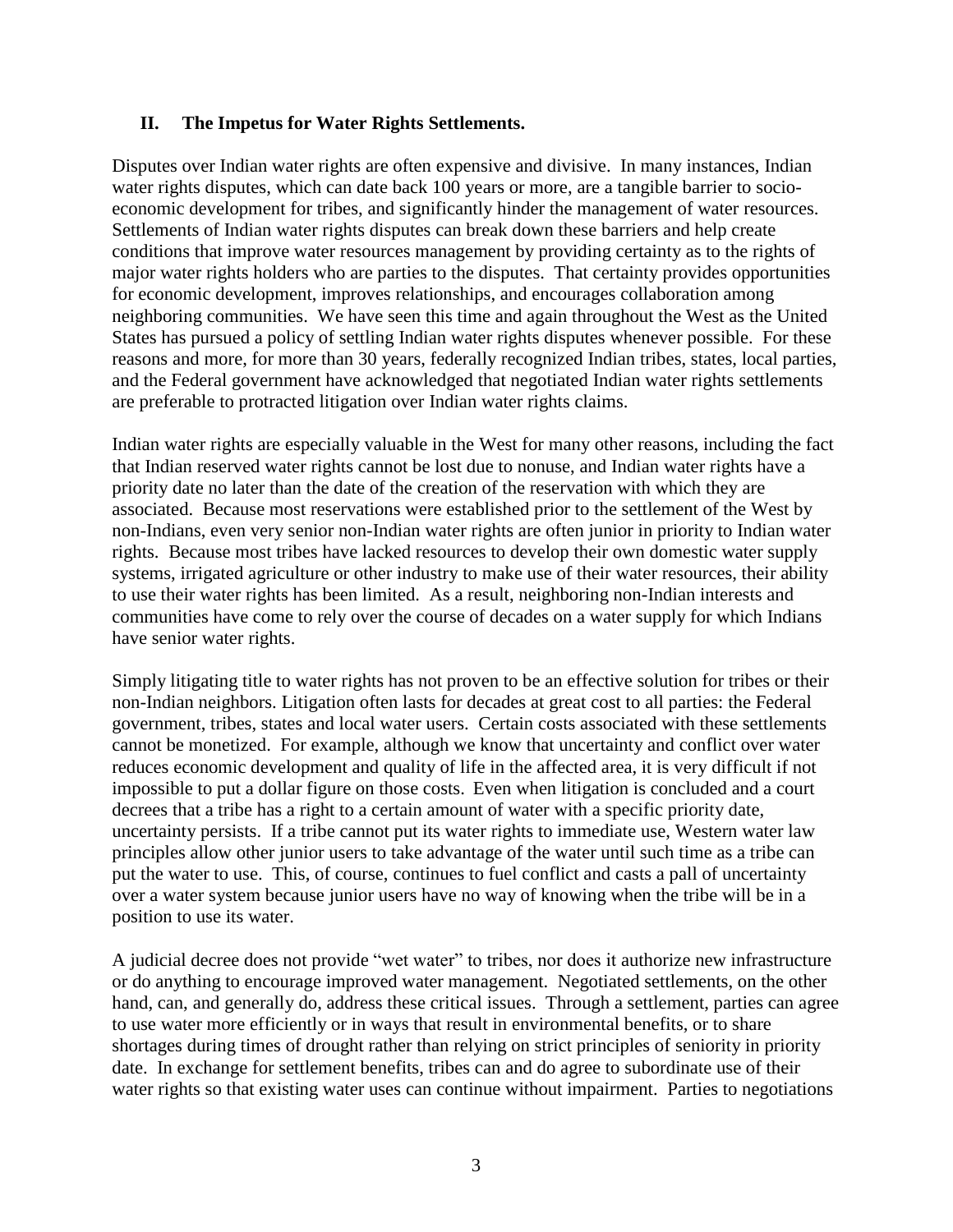## II. The Impetus for Water Rights Settlements.

Disputes over Indian water rights are often expensive and divisive. In many instances, Indian water rights disputes, which can date back 100 years or more, are a tangible barrier to socio-economic development for tribes, and significantly hinder the management of water resources. Settlements of Indian water rights disputes can break down these barriers and help create conditions that improve water resources management by providing certainty as to the rights of major water rights holders who are parties to the disputes. That certainty provides opportunities for economic development, improves relationships, and encourages collaboration among neighboring communities. We have seen this time and again throughout the West as the United States has pursued a policy of settling Indian water rights disputes whenever possible. For these reasons and more, for more than 30 years, federally recognized Indian tribes, states, local parties, and the Federal government have acknowledged that negotiated Indian water rights settlements are preferable to protracted litigation over Indian water rights claims.

Indian water rights are especially valuable in the West for many other reasons, including the fact that Indian reserved water rights cannot be lost due to nonuse, and Indian water rights have a priority date no later than the date of the creation of the reservation with which they are associated. Because most reservations were established prior to the settlement of the West by non-Indians, even very senior non-Indian water rights are often junior in priority to Indian water rights. Because most tribes have lacked resources to develop their own domestic water supply systems, irrigated agriculture or other industry to make use of their water resources, their ability to use their water rights has been limited. As a result, neighboring non-Indian interests and communities have come to rely over the course of decades on a water supply for which Indians have senior water rights.

Simply litigating title to water rights has not proven to be an effective solution for tribes or their non-Indian neighbors. Litigation often lasts for decades at great cost to all parties: the Federal government, tribes, states and local water users. Certain costs associated with these settlements cannot be monetized. For example, although we know that uncertainty and conflict over water reduces economic development and quality of life in the affected area, it is very difficult if not impossible to put a dollar figure on those costs. Even when litigation is concluded and a court decrees that a tribe has a right to a certain amount of water with a specific priority date, uncertainty persists. If a tribe cannot put its water rights to immediate use, Western water law principles allow other junior users to take advantage of the water until such time as a tribe can put the water to use. This, of course, continues to fuel conflict and casts a pall of uncertainty over a water system because junior users have no way of knowing when the tribe will be in a position to use its water.

A judicial decree does not provide "wet water" to tribes, nor does it authorize new infrastructure or do anything to encourage improved water management. Negotiated settlements, on the other hand, can, and generally do, address these critical issues. Through a settlement, parties can agree to use water more efficiently or in ways that result in environmental benefits, or to share shortages during times of drought rather than relying on strict principles of seniority in priority date. In exchange for settlement benefits, tribes can and do agree to subordinate use of their water rights so that existing water uses can continue without impairment. Parties to negotiations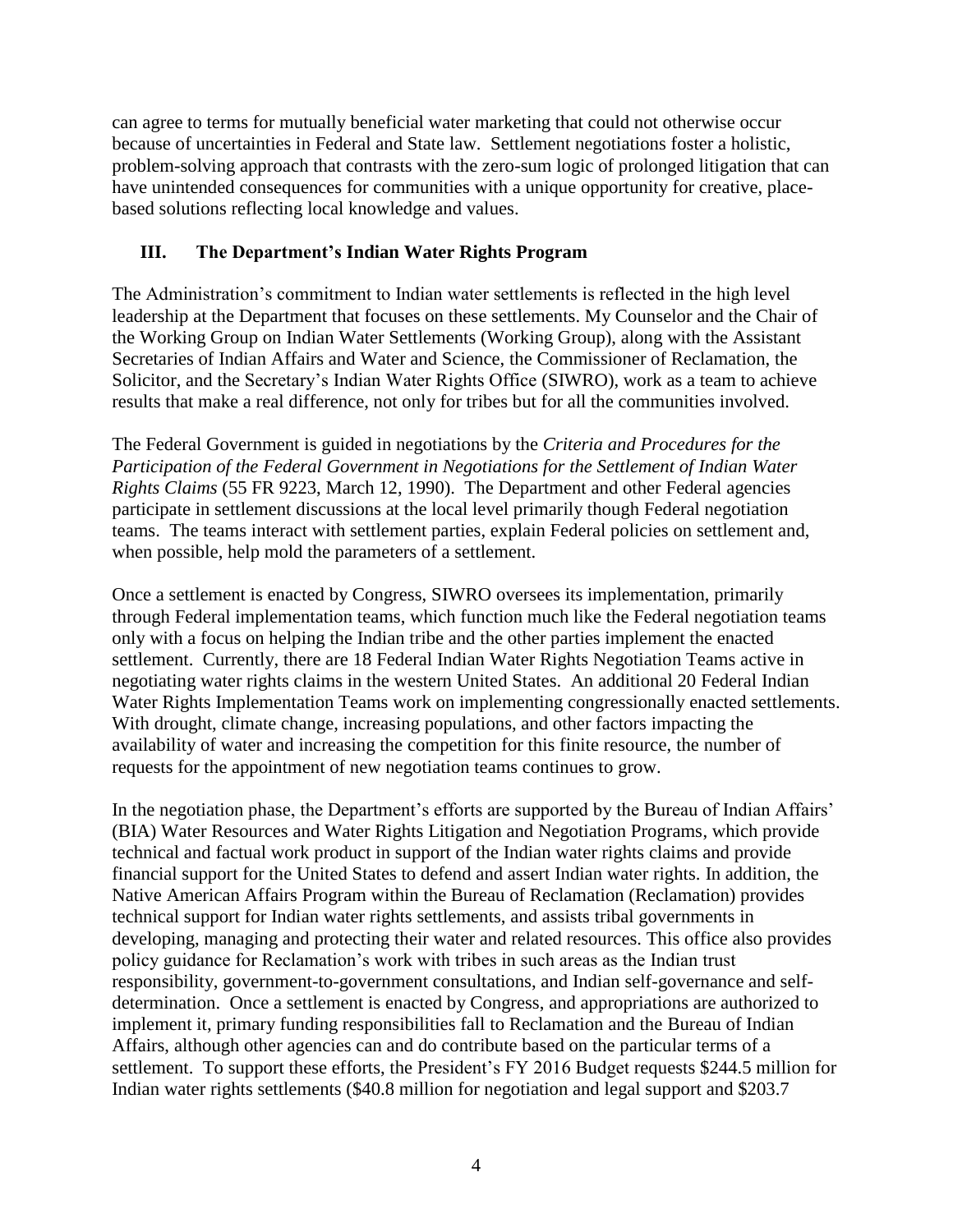can agree to terms for mutually beneficial water marketing that could not otherwise occur because of uncertainties in Federal and State law. Settlement negotiations foster a holistic, problem-solving approach that contrasts with the zero-sum logic of prolonged litigation that can have unintended consequences for communities with a unique opportunity for creative, place-based solutions reflecting local knowledge and values.

## III. The Department's Indian Water Rights Program

The Administration's commitment to Indian water settlements is reflected in the high level leadership at the Department that focuses on these settlements. My Counselor and the Chair of the Working Group on Indian Water Settlements (Working Group), along with the Assistant Secretaries of Indian Affairs and Water and Science, the Commissioner of Reclamation, the Solicitor, and the Secretary's Indian Water Rights Office (SIWRO), work as a team to achieve results that make a real difference, not only for tribes but for all the communities involved.

The Federal Government is guided in negotiations by the *Criteria and Procedures for the Participation of the Federal Government in Negotiations for the Settlement of Indian Water Rights Claims* (55 FR 9223, March 12, 1990). The Department and other Federal agencies participate in settlement discussions at the local level primarily though Federal negotiation teams. The teams interact with settlement parties, explain Federal policies on settlement and, when possible, help mold the parameters of a settlement.

Once a settlement is enacted by Congress, SIWRO oversees its implementation, primarily through Federal implementation teams, which function much like the Federal negotiation teams only with a focus on helping the Indian tribe and the other parties implement the enacted settlement. Currently, there are 18 Federal Indian Water Rights Negotiation Teams active in negotiating water rights claims in the western United States. An additional 20 Federal Indian Water Rights Implementation Teams work on implementing congressionally enacted settlements. With drought, climate change, increasing populations, and other factors impacting the availability of water and increasing the competition for this finite resource, the number of requests for the appointment of new negotiation teams continues to grow.

In the negotiation phase, the Department's efforts are supported by the Bureau of Indian Affairs' (BIA) Water Resources and Water Rights Litigation and Negotiation Programs, which provide technical and factual work product in support of the Indian water rights claims and provide financial support for the United States to defend and assert Indian water rights. In addition, the Native American Affairs Program within the Bureau of Reclamation (Reclamation) provides technical support for Indian water rights settlements, and assists tribal governments in developing, managing and protecting their water and related resources. This office also provides policy guidance for Reclamation's work with tribes in such areas as the Indian trust responsibility, government-to-government consultations, and Indian self-governance and self-determination. Once a settlement is enacted by Congress, and appropriations are authorized to implement it, primary funding responsibilities fall to Reclamation and the Bureau of Indian Affairs, although other agencies can and do contribute based on the particular terms of a settlement. To support these efforts, the President's FY 2016 Budget requests $244.5 million for Indian water rights settlements ($40.8 million for negotiation and legal support and $203.7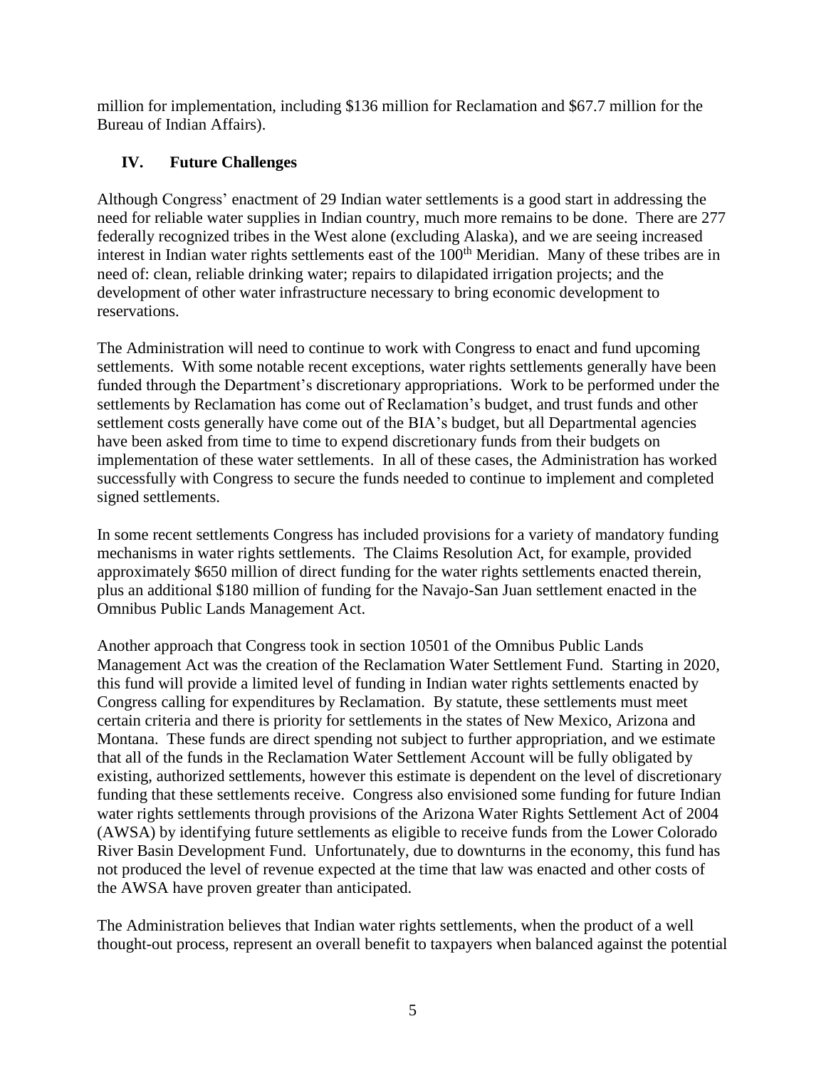million for implementation, including $136 million for Reclamation and $67.7 million for the Bureau of Indian Affairs).

## IV. Future Challenges

Although Congress' enactment of 29 Indian water settlements is a good start in addressing the need for reliable water supplies in Indian country, much more remains to be done. There are 277 federally recognized tribes in the West alone (excluding Alaska), and we are seeing increased interest in Indian water rights settlements east of the 100th Meridian. Many of these tribes are in need of: clean, reliable drinking water; repairs to dilapidated irrigation projects; and the development of other water infrastructure necessary to bring economic development to reservations.

The Administration will need to continue to work with Congress to enact and fund upcoming settlements. With some notable recent exceptions, water rights settlements generally have been funded through the Department's discretionary appropriations. Work to be performed under the settlements by Reclamation has come out of Reclamation's budget, and trust funds and other settlement costs generally have come out of the BIA's budget, but all Departmental agencies have been asked from time to time to expend discretionary funds from their budgets on implementation of these water settlements. In all of these cases, the Administration has worked successfully with Congress to secure the funds needed to continue to implement and completed signed settlements.

In some recent settlements Congress has included provisions for a variety of mandatory funding mechanisms in water rights settlements. The Claims Resolution Act, for example, provided approximately $650 million of direct funding for the water rights settlements enacted therein, plus an additional $180 million of funding for the Navajo-San Juan settlement enacted in the Omnibus Public Lands Management Act.

Another approach that Congress took in section 10501 of the Omnibus Public Lands Management Act was the creation of the Reclamation Water Settlement Fund. Starting in 2020, this fund will provide a limited level of funding in Indian water rights settlements enacted by Congress calling for expenditures by Reclamation. By statute, these settlements must meet certain criteria and there is priority for settlements in the states of New Mexico, Arizona and Montana. These funds are direct spending not subject to further appropriation, and we estimate that all of the funds in the Reclamation Water Settlement Account will be fully obligated by existing, authorized settlements, however this estimate is dependent on the level of discretionary funding that these settlements receive. Congress also envisioned some funding for future Indian water rights settlements through provisions of the Arizona Water Rights Settlement Act of 2004 (AWSA) by identifying future settlements as eligible to receive funds from the Lower Colorado River Basin Development Fund. Unfortunately, due to downturns in the economy, this fund has not produced the level of revenue expected at the time that law was enacted and other costs of the AWSA have proven greater than anticipated.

The Administration believes that Indian water rights settlements, when the product of a well thought-out process, represent an overall benefit to taxpayers when balanced against the potential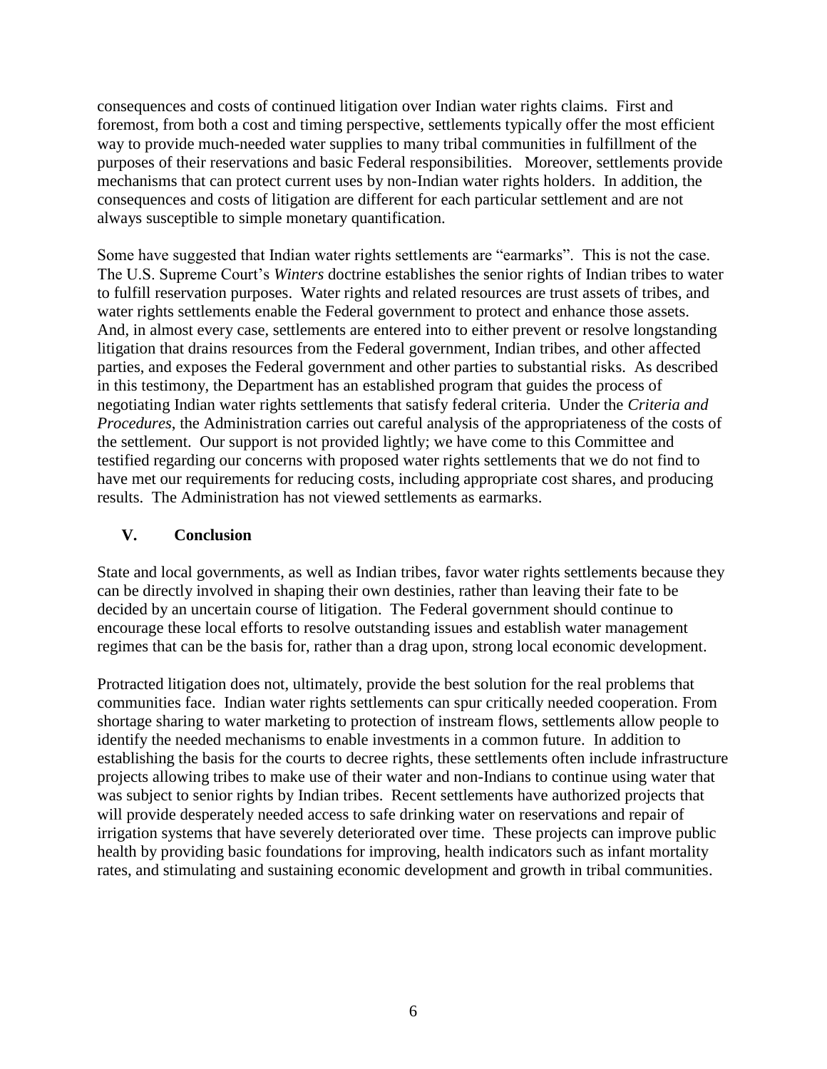consequences and costs of continued litigation over Indian water rights claims. First and foremost, from both a cost and timing perspective, settlements typically offer the most efficient way to provide much-needed water supplies to many tribal communities in fulfillment of the purposes of their reservations and basic Federal responsibilities. Moreover, settlements provide mechanisms that can protect current uses by non-Indian water rights holders. In addition, the consequences and costs of litigation are different for each particular settlement and are not always susceptible to simple monetary quantification.

Some have suggested that Indian water rights settlements are "earmarks". This is not the case. The U.S. Supreme Court's *Winters* doctrine establishes the senior rights of Indian tribes to water to fulfill reservation purposes. Water rights and related resources are trust assets of tribes, and water rights settlements enable the Federal government to protect and enhance those assets. And, in almost every case, settlements are entered into to either prevent or resolve longstanding litigation that drains resources from the Federal government, Indian tribes, and other affected parties, and exposes the Federal government and other parties to substantial risks. As described in this testimony, the Department has an established program that guides the process of negotiating Indian water rights settlements that satisfy federal criteria. Under the *Criteria and Procedures*, the Administration carries out careful analysis of the appropriateness of the costs of the settlement. Our support is not provided lightly; we have come to this Committee and testified regarding our concerns with proposed water rights settlements that we do not find to have met our requirements for reducing costs, including appropriate cost shares, and producing results. The Administration has not viewed settlements as earmarks.

## V. Conclusion

State and local governments, as well as Indian tribes, favor water rights settlements because they can be directly involved in shaping their own destinies, rather than leaving their fate to be decided by an uncertain course of litigation. The Federal government should continue to encourage these local efforts to resolve outstanding issues and establish water management regimes that can be the basis for, rather than a drag upon, strong local economic development.

Protracted litigation does not, ultimately, provide the best solution for the real problems that communities face. Indian water rights settlements can spur critically needed cooperation. From shortage sharing to water marketing to protection of instream flows, settlements allow people to identify the needed mechanisms to enable investments in a common future. In addition to establishing the basis for the courts to decree rights, these settlements often include infrastructure projects allowing tribes to make use of their water and non-Indians to continue using water that was subject to senior rights by Indian tribes. Recent settlements have authorized projects that will provide desperately needed access to safe drinking water on reservations and repair of irrigation systems that have severely deteriorated over time. These projects can improve public health by providing basic foundations for improving, health indicators such as infant mortality rates, and stimulating and sustaining economic development and growth in tribal communities.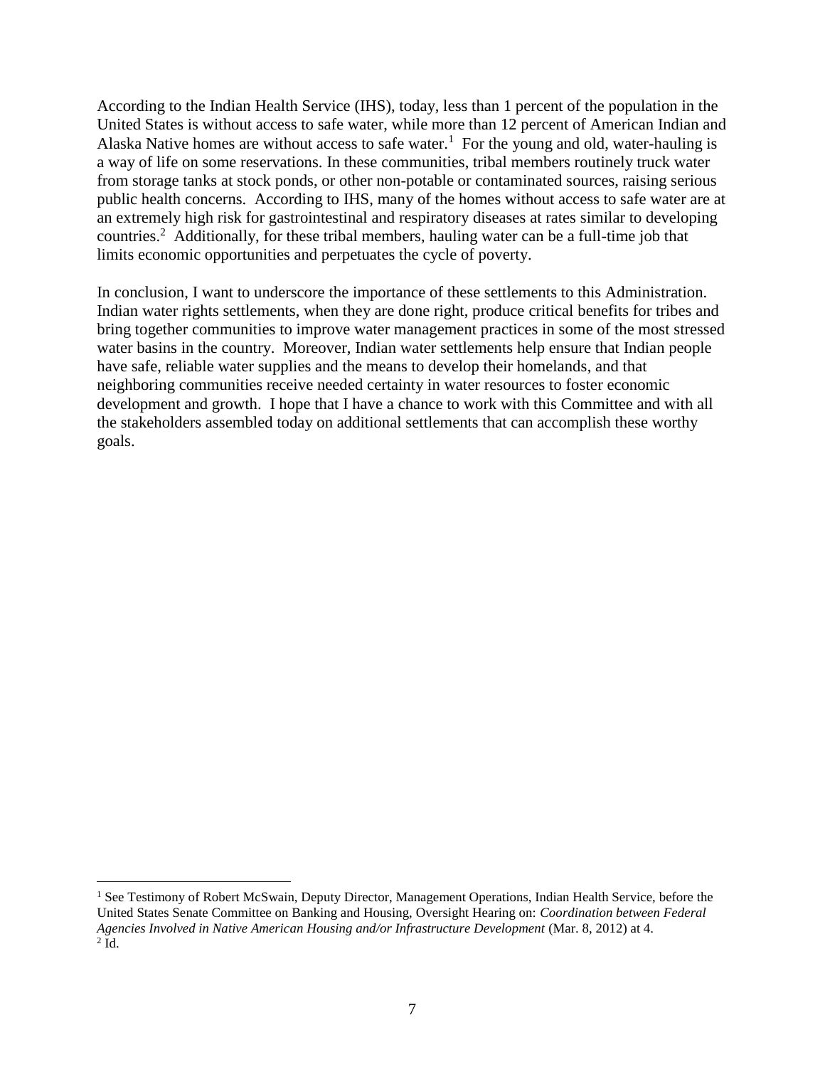According to the Indian Health Service (IHS), today, less than 1 percent of the population in the United States is without access to safe water, while more than 12 percent of American Indian and Alaska Native homes are without access to safe water.[1] For the young and old, water-hauling is a way of life on some reservations. In these communities, tribal members routinely truck water from storage tanks at stock ponds, or other non-potable or contaminated sources, raising serious public health concerns. According to IHS, many of the homes without access to safe water are at an extremely high risk for gastrointestinal and respiratory diseases at rates similar to developing countries.[2] Additionally, for these tribal members, hauling water can be a full-time job that limits economic opportunities and perpetuates the cycle of poverty.

In conclusion, I want to underscore the importance of these settlements to this Administration. Indian water rights settlements, when they are done right, produce critical benefits for tribes and bring together communities to improve water management practices in some of the most stressed water basins in the country. Moreover, Indian water settlements help ensure that Indian people have safe, reliable water supplies and the means to develop their homelands, and that neighboring communities receive needed certainty in water resources to foster economic development and growth. I hope that I have a chance to work with this Committee and with all the stakeholders assembled today on additional settlements that can accomplish these worthy goals.

---

[1] See Testimony of Robert McSwain, Deputy Director, Management Operations, Indian Health Service, before the United States Senate Committee on Banking and Housing, Oversight Hearing on: *Coordination between Federal Agencies Involved in Native American Housing and/or Infrastructure Development* (Mar. 8, 2012) at 4.

[2] Id.